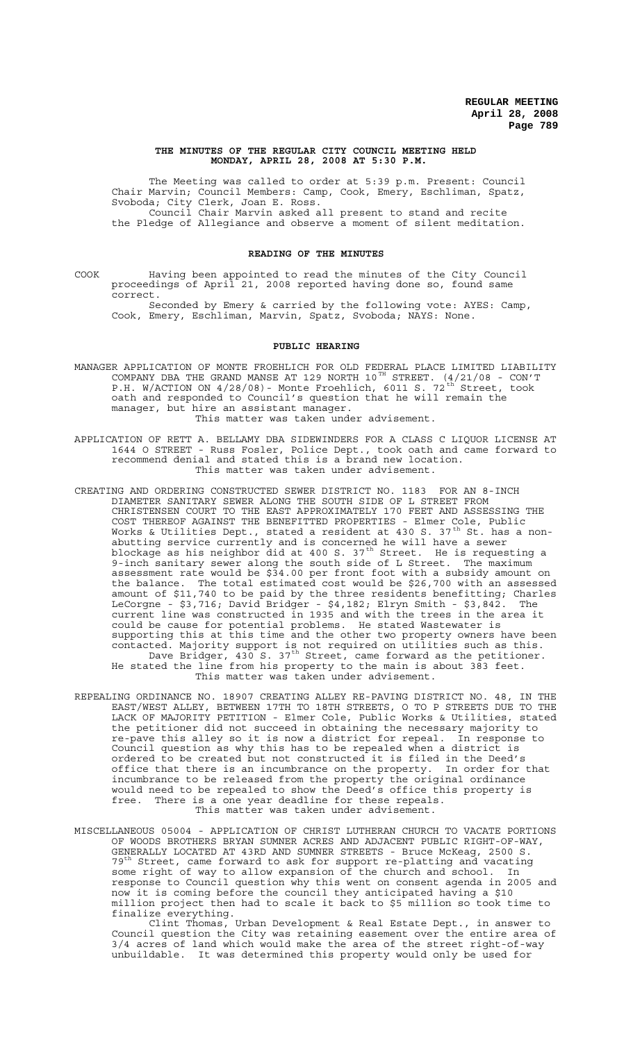**REGULAR MEETING**
**April 28, 2008**

### THE MINUTES OF THE REGULAR CITY COUNCIL MEETING HELD MONDAY, APRIL 28, 2008 AT 5:30 P.M.

The Meeting was called to order at 5:39 p.m. Present: Council Chair Marvin; Council Members: Camp, Cook, Emery, Eschliman, Spatz, Svoboda; City Clerk, Joan E. Ross.

Council Chair Marvin asked all present to stand and recite the Pledge of Allegiance and observe a moment of silent meditation.

### READING OF THE MINUTES

COOK Having been appointed to read the minutes of the City Council proceedings of April 21, 2008 reported having done so, found same correct.

Seconded by Emery & carried by the following vote: AYES: Camp, Cook, Emery, Eschliman, Marvin, Spatz, Svoboda; NAYS: None.

### PUBLIC HEARING

MANAGER APPLICATION OF MONTE FROEHLICH FOR OLD FEDERAL PLACE LIMITED LIABILITY COMPANY DBA THE GRAND MANSE AT 129 NORTH 10TH STREET. (4/21/08 - CON'T P.H. W/ACTION ON 4/28/08)- Monte Froehlich, 6011 S. 72nd Street, took oath and responded to Council's question that he will remain the manager, but hire an assistant manager.

This matter was taken under advisement.

APPLICATION OF RETT A. BELLAMY DBA SIDEWINDERS FOR A CLASS C LIQUOR LICENSE AT 1644 O STREET - Russ Fosler, Police Dept., took oath and came forward to recommend denial and stated this is a brand new location.

This matter was taken under advisement.

CREATING AND ORDERING CONSTRUCTED SEWER DISTRICT NO. 1183 FOR AN 8-INCH DIAMETER SANITARY SEWER ALONG THE SOUTH SIDE OF L STREET FROM CHRISTENSEN COURT TO THE EAST APPROXIMATELY 170 FEET AND ASSESSING THE COST THEREOF AGAINST THE BENEFITTED PROPERTIES - Elmer Cole, Public Works & Utilities Dept., stated a resident at 430 S. 37th St. has a non-abutting service currently and is concerned he will have a sewer blockage as his neighbor did at 400 S. 37th Street. He is requesting a 9-inch sanitary sewer along the south side of L Street. The maximum assessment rate would be $34.00 per front foot with a subsidy amount on the balance. The total estimated cost would be $26,700 with an assessed amount of $11,740 to be paid by the three residents benefitting; Charles LeCorgne - $3,716; David Bridger - $4,182; Elryn Smith - $3,842. The current line was constructed in 1935 and with the trees in the area it could be cause for potential problems. He stated Wastewater is supporting this at this time and the other two property owners have been contacted. Majority support is not required on utilities such as this.

Dave Bridger, 430 S. 37th Street, came forward as the petitioner. He stated the line from his property to the main is about 383 feet.

This matter was taken under advisement.

REPEALING ORDINANCE NO. 18907 CREATING ALLEY RE-PAVING DISTRICT NO. 48, IN THE EAST/WEST ALLEY, BETWEEN 17TH TO 18TH STREETS, O TO P STREETS DUE TO THE LACK OF MAJORITY PETITION - Elmer Cole, Public Works & Utilities, stated the petitioner did not succeed in obtaining the necessary majority to re-pave this alley so it is now a district for repeal. In response to Council question as why this has to be repealed when a district is ordered to be created but not constructed it is filed in the Deed's office that there is an incumbrance on the property. In order for that incumbrance to be released from the property the original ordinance would need to be repealed to show the Deed's office this property is free. There is a one year deadline for these repeals.

This matter was taken under advisement.

MISCELLANEOUS 05004 - APPLICATION OF CHRIST LUTHERAN CHURCH TO VACATE PORTIONS OF WOODS BROTHERS BRYAN SUMNER ACRES AND ADJACENT PUBLIC RIGHT-OF-WAY, GENERALLY LOCATED AT 43RD AND SUMNER STREETS - Bruce McKeag, 2500 S. 79th Street, came forward to ask for support re-platting and vacating some right of way to allow expansion of the church and school. In response to Council question why this went on consent agenda in 2005 and now it is coming before the council they anticipated having a $10 million project then had to scale it back to $5 million so took time to finalize everything.

Clint Thomas, Urban Development & Real Estate Dept., in answer to Council question the City was retaining easement over the entire area of 3/4 acres of land which would make the area of the street right-of-way unbuildable. It was determined this property would only be used for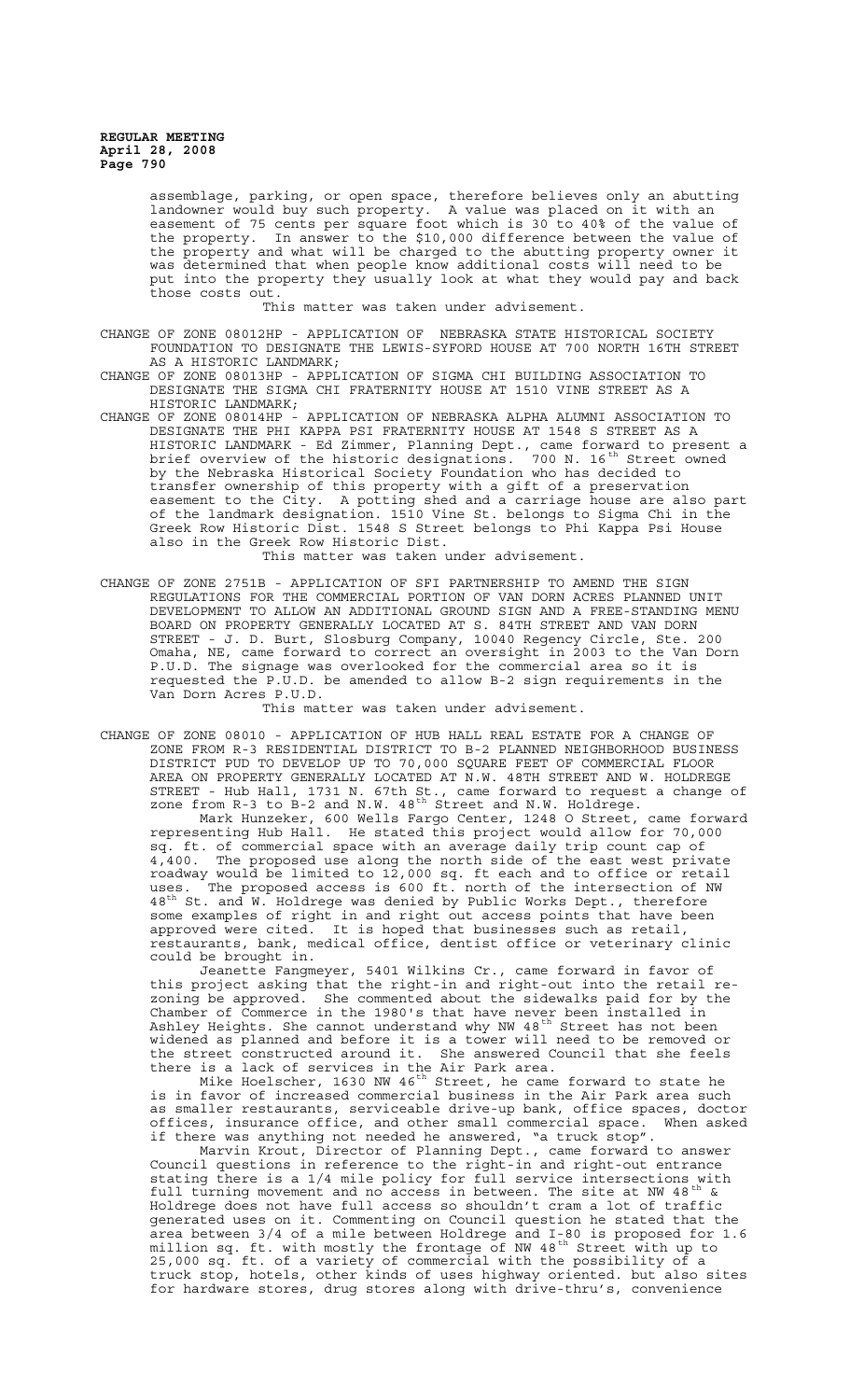assemblage, parking, or open space, therefore believes only an abutting landowner would buy such property. A value was placed on it with an easement of 75 cents per square foot which is 30 to 40% of the value of the property. In answer to the $10,000 difference between the value of the property and what will be charged to the abutting property owner it was determined that when people know additional costs will need to be put into the property they usually look at what they would pay and back those costs out.

This matter was taken under advisement.

CHANGE OF ZONE 08012HP - APPLICATION OF NEBRASKA STATE HISTORICAL SOCIETY FOUNDATION TO DESIGNATE THE LEWIS-SYFORD HOUSE AT 700 NORTH 16TH STREET AS A HISTORIC LANDMARK;

CHANGE OF ZONE 08013HP - APPLICATION OF SIGMA CHI BUILDING ASSOCIATION TO DESIGNATE THE SIGMA CHI FRATERNITY HOUSE AT 1510 VINE STREET AS A HISTORIC LANDMARK;

CHANGE OF ZONE 08014HP - APPLICATION OF NEBRASKA ALPHA ALUMNI ASSOCIATION TO DESIGNATE THE PHI KAPPA PSI FRATERNITY HOUSE AT 1548 S STREET AS A HISTORIC LANDMARK - Ed Zimmer, Planning Dept., came forward to present a brief overview of the historic designations. 700 N. 16th Street owned by the Nebraska Historical Society Foundation who has decided to transfer ownership of this property with a gift of a preservation easement to the City. A potting shed and a carriage house are also part of the landmark designation. 1510 Vine St. belongs to Sigma Chi in the Greek Row Historic Dist. 1548 S Street belongs to Phi Kappa Psi House also in the Greek Row Historic Dist.

This matter was taken under advisement.

CHANGE OF ZONE 2751B - APPLICATION OF SFI PARTNERSHIP TO AMEND THE SIGN REGULATIONS FOR THE COMMERCIAL PORTION OF VAN DORN ACRES PLANNED UNIT DEVELOPMENT TO ALLOW AN ADDITIONAL GROUND SIGN AND A FREE-STANDING MENU BOARD ON PROPERTY GENERALLY LOCATED AT S. 84TH STREET AND VAN DORN STREET - J. D. Burt, Slosburg Company, 10040 Regency Circle, Ste. 200 Omaha, NE, came forward to correct an oversight in 2003 to the Van Dorn P.U.D. The signage was overlooked for the commercial area so it is requested the P.U.D. be amended to allow B-2 sign requirements in the Van Dorn Acres P.U.D.

This matter was taken under advisement.

CHANGE OF ZONE 08010 - APPLICATION OF HUB HALL REAL ESTATE FOR A CHANGE OF ZONE FROM R-3 RESIDENTIAL DISTRICT TO B-2 PLANNED NEIGHBORHOOD BUSINESS DISTRICT PUD TO DEVELOP UP TO 70,000 SQUARE FEET OF COMMERCIAL FLOOR AREA ON PROPERTY GENERALLY LOCATED AT N.W. 48TH STREET AND W. HOLDREGE STREET - Hub Hall, 1731 N. 67th St., came forward to request a change of zone from R-3 to B-2 and N.W. 48th Street and N.W. Holdrege.

Mark Hunzeker, 600 Wells Fargo Center, 1248 O Street, came forward representing Hub Hall. He stated this project would allow for 70,000 sq. ft. of commercial space with an average daily trip count cap of 4,400. The proposed use along the north side of the east west private roadway would be limited to 12,000 sq. ft each and to office or retail uses. The proposed access is 600 ft. north of the intersection of NW 48th St. and W. Holdrege was denied by Public Works Dept., therefore some examples of right in and right out access points that have been approved were cited. It is hoped that businesses such as retail, restaurants, bank, medical office, dentist office or veterinary clinic could be brought in.

Jeanette Fangmeyer, 5401 Wilkins Cr., came forward in favor of this project asking that the right-in and right-out into the retail re-zoning be approved. She commented about the sidewalks paid for by the Chamber of Commerce in the 1980's that have never been installed in Ashley Heights. She cannot understand why NW 48th Street has not been widened as planned and before it is a tower will need to be removed or the street constructed around it. She answered Council that she feels there is a lack of services in the Air Park area.

Mike Hoelscher, 1630 NW 46th Street, he came forward to state he is in favor of increased commercial business in the Air Park area such as smaller restaurants, serviceable drive-up bank, office spaces, doctor offices, insurance office, and other small commercial space. When asked if there was anything not needed he answered, "a truck stop".

Marvin Krout, Director of Planning Dept., came forward to answer Council questions in reference to the right-in and right-out entrance stating there is a 1/4 mile policy for full service intersections with full turning movement and no access in between. The site at NW 48th & Holdrege does not have full access so shouldn't cram a lot of traffic generated uses on it. Commenting on Council question he stated that the area between 3/4 of a mile between Holdrege and I-80 is proposed for 1.6 million sq. ft. with mostly the frontage of NW 48th Street with up to 25,000 sq. ft. of a variety of commercial with the possibility of a truck stop, hotels, other kinds of uses highway oriented. but also sites for hardware stores, drug stores along with drive-thru's, convenience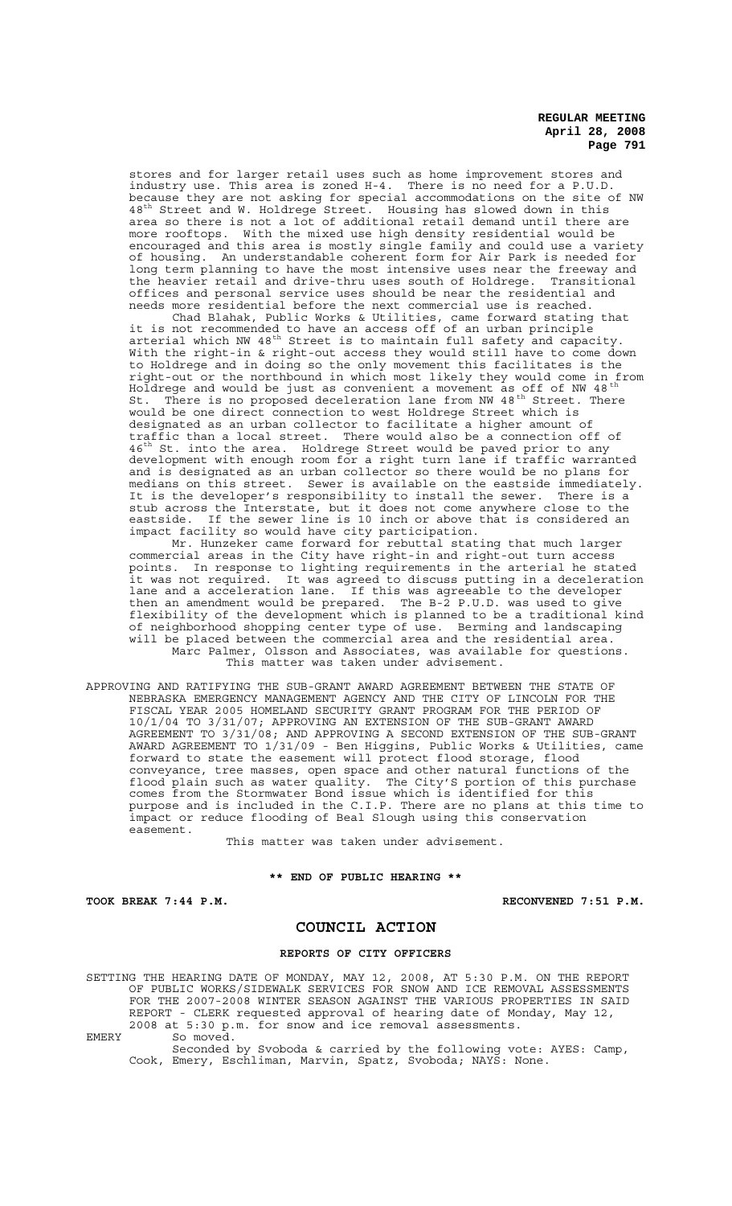stores and for larger retail uses such as home improvement stores and industry use. This area is zoned H-4. There is no need for a P.U.D. because they are not asking for special accommodations on the site of NW 48th Street and W. Holdrege Street. Housing has slowed down in this area so there is not a lot of additional retail demand until there are more rooftops. With the mixed use high density residential would be encouraged and this area is mostly single family and could use a variety of housing. An understandable coherent form for Air Park is needed for long term planning to have the most intensive uses near the freeway and the heavier retail and drive-thru uses south of Holdrege. Transitional offices and personal service uses should be near the residential and needs more residential before the next commercial use is reached.

Chad Blahak, Public Works & Utilities, came forward stating that it is not recommended to have an access off of an urban principle arterial which NW 48th Street is to maintain full safety and capacity. With the right-in & right-out access they would still have to come down to Holdrege and in doing so the only movement this facilitates is the right-out or the northbound in which most likely they would come in from Holdrege and would be just as convenient a movement as off of NW 48th St. There is no proposed deceleration lane from NW 48th Street. There would be one direct connection to west Holdrege Street which is designated as an urban collector to facilitate a higher amount of traffic than a local street. There would also be a connection off of 46th St. into the area. Holdrege Street would be paved prior to any development with enough room for a right turn lane if traffic warranted and is designated as an urban collector so there would be no plans for medians on this street. Sewer is available on the eastside immediately. It is the developer's responsibility to install the sewer. There is a stub across the Interstate, but it does not come anywhere close to the eastside. If the sewer line is 10 inch or above that is considered an impact facility so would have city participation.

Mr. Hunzeker came forward for rebuttal stating that much larger commercial areas in the City have right-in and right-out turn access points. In response to lighting requirements in the arterial he stated it was not required. It was agreed to discuss putting in a deceleration lane and a acceleration lane. If this was agreeable to the developer then an amendment would be prepared. The B-2 P.U.D. was used to give flexibility of the development which is planned to be a traditional kind of neighborhood shopping center type of use. Berming and landscaping will be placed between the commercial area and the residential area.

Marc Palmer, Olsson and Associates, was available for questions.

This matter was taken under advisement.

APPROVING AND RATIFYING THE SUB-GRANT AWARD AGREEMENT BETWEEN THE STATE OF NEBRASKA EMERGENCY MANAGEMENT AGENCY AND THE CITY OF LINCOLN FOR THE FISCAL YEAR 2005 HOMELAND SECURITY GRANT PROGRAM FOR THE PERIOD OF 10/1/04 TO 3/31/07; APPROVING AN EXTENSION OF THE SUB-GRANT AWARD AGREEMENT TO 3/31/08; AND APPROVING A SECOND EXTENSION OF THE SUB-GRANT AWARD AGREEMENT TO 1/31/09 - Ben Higgins, Public Works & Utilities, came forward to state the easement will protect flood storage, flood conveyance, tree masses, open space and other natural functions of the flood plain such as water quality. The City'S portion of this purchase comes from the Stormwater Bond issue which is identified for this purpose and is included in the C.I.P. There are no plans at this time to impact or reduce flooding of Beal Slough using this conservation easement.

This matter was taken under advisement.

**\*\* END OF PUBLIC HEARING \*\***

**TOOK BREAK 7:44 P.M.** **RECONVENED 7:51 P.M.**

## COUNCIL ACTION

### REPORTS OF CITY OFFICERS

SETTING THE HEARING DATE OF MONDAY, MAY 12, 2008, AT 5:30 P.M. ON THE REPORT OF PUBLIC WORKS/SIDEWALK SERVICES FOR SNOW AND ICE REMOVAL ASSESSMENTS FOR THE 2007-2008 WINTER SEASON AGAINST THE VARIOUS PROPERTIES IN SAID REPORT - CLERK requested approval of hearing date of Monday, May 12, 2008 at 5:30 p.m. for snow and ice removal assessments.

EMERY So moved.

Seconded by Svoboda & carried by the following vote: AYES: Camp, Cook, Emery, Eschliman, Marvin, Spatz, Svoboda; NAYS: None.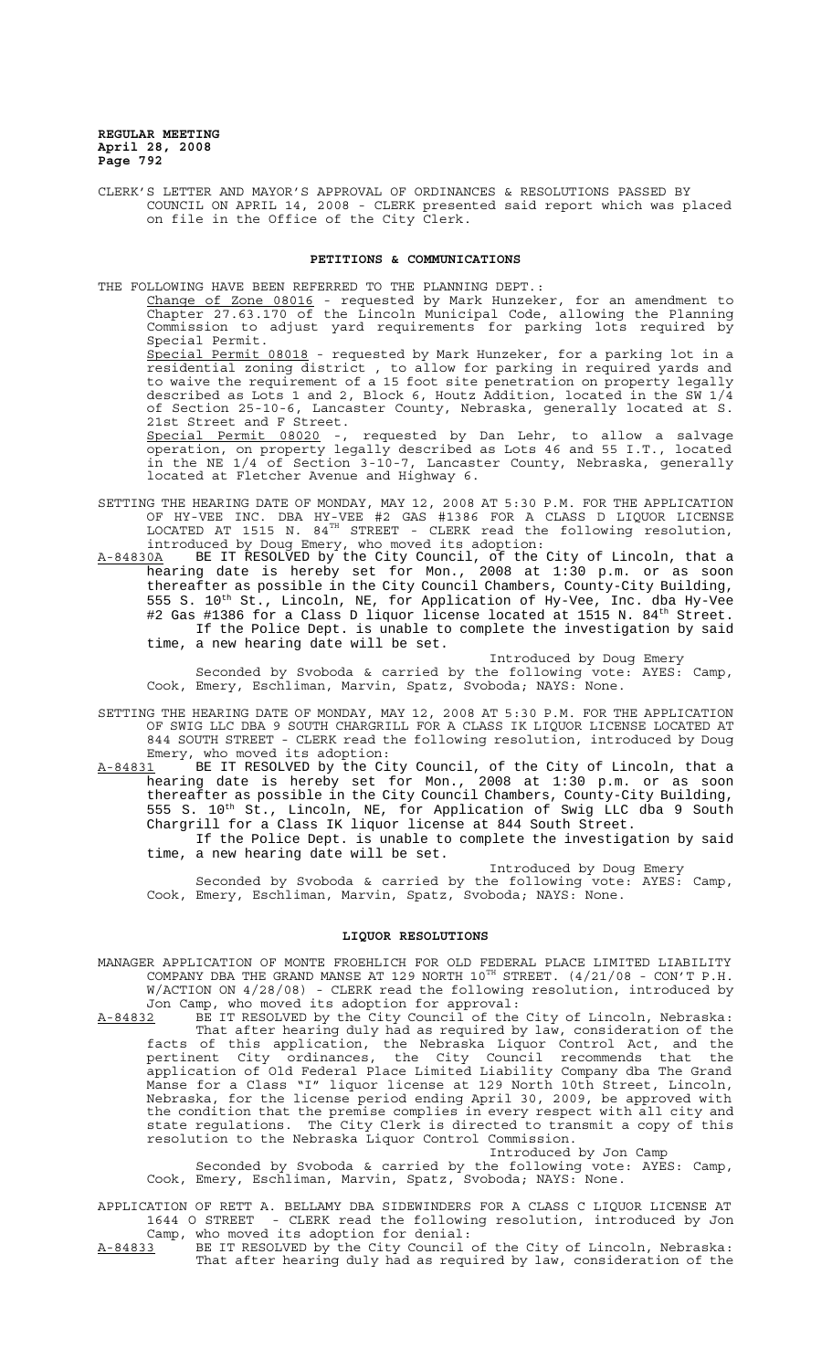CLERK'S LETTER AND MAYOR'S APPROVAL OF ORDINANCES & RESOLUTIONS PASSED BY COUNCIL ON APRIL 14, 2008 - CLERK presented said report which was placed on file in the Office of the City Clerk.

## PETITIONS & COMMUNICATIONS

THE FOLLOWING HAVE BEEN REFERRED TO THE PLANNING DEPT.:

Change of Zone 08016 - requested by Mark Hunzeker, for an amendment to Chapter 27.63.170 of the Lincoln Municipal Code, allowing the Planning Commission to adjust yard requirements for parking lots required by Special Permit.

Special Permit 08018 - requested by Mark Hunzeker, for a parking lot in a residential zoning district , to allow for parking in required yards and to waive the requirement of a 15 foot site penetration on property legally described as Lots 1 and 2, Block 6, Houtz Addition, located in the SW 1/4 of Section 25-10-6, Lancaster County, Nebraska, generally located at S. 21st Street and F Street.

Special Permit 08020 -, requested by Dan Lehr, to allow a salvage operation, on property legally described as Lots 46 and 55 I.T., located in the NE 1/4 of Section 3-10-7, Lancaster County, Nebraska, generally located at Fletcher Avenue and Highway 6.

SETTING THE HEARING DATE OF MONDAY, MAY 12, 2008 AT 5:30 P.M. FOR THE APPLICATION OF HY-VEE INC. DBA HY-VEE #2 GAS #1386 FOR A CLASS D LIQUOR LICENSE LOCATED AT 1515 N. 84TH STREET - CLERK read the following resolution, introduced by Doug Emery, who moved its adoption:

A-84830A BE IT RESOLVED by the City Council, of the City of Lincoln, that a hearing date is hereby set for Mon., 2008 at 1:30 p.m. or as soon thereafter as possible in the City Council Chambers, County-City Building, 555 S. 10th St., Lincoln, NE, for Application of Hy-Vee, Inc. dba Hy-Vee #2 Gas #1386 for a Class D liquor license located at 1515 N. 84th Street.

If the Police Dept. is unable to complete the investigation by said time, a new hearing date will be set.

Introduced by Doug Emery

Seconded by Svoboda & carried by the following vote: AYES: Camp, Cook, Emery, Eschliman, Marvin, Spatz, Svoboda; NAYS: None.

SETTING THE HEARING DATE OF MONDAY, MAY 12, 2008 AT 5:30 P.M. FOR THE APPLICATION OF SWIG LLC DBA 9 SOUTH CHARGRILL FOR A CLASS IK LIQUOR LICENSE LOCATED AT 844 SOUTH STREET - CLERK read the following resolution, introduced by Doug Emery, who moved its adoption:

A-84831 BE IT RESOLVED by the City Council, of the City of Lincoln, that a hearing date is hereby set for Mon., 2008 at 1:30 p.m. or as soon thereafter as possible in the City Council Chambers, County-City Building, 555 S. 10th St., Lincoln, NE, for Application of Swig LLC dba 9 South Chargrill for a Class IK liquor license at 844 South Street.

If the Police Dept. is unable to complete the investigation by said time, a new hearing date will be set.

Introduced by Doug Emery

Seconded by Svoboda & carried by the following vote: AYES: Camp, Cook, Emery, Eschliman, Marvin, Spatz, Svoboda; NAYS: None.

## LIQUOR RESOLUTIONS

MANAGER APPLICATION OF MONTE FROEHLICH FOR OLD FEDERAL PLACE LIMITED LIABILITY COMPANY DBA THE GRAND MANSE AT 129 NORTH 10TH STREET. (4/21/08 - CON'T P.H. W/ACTION ON 4/28/08) - CLERK read the following resolution, introduced by Jon Camp, who moved its adoption for approval:

A-84832 BE IT RESOLVED by the City Council of the City of Lincoln, Nebraska: That after hearing duly had as required by law, consideration of the facts of this application, the Nebraska Liquor Control Act, and the pertinent City ordinances, the City Council recommends that the application of Old Federal Place Limited Liability Company dba The Grand Manse for a Class "I" liquor license at 129 North 10th Street, Lincoln, Nebraska, for the license period ending April 30, 2009, be approved with the condition that the premise complies in every respect with all city and state regulations. The City Clerk is directed to transmit a copy of this resolution to the Nebraska Liquor Control Commission.

Introduced by Jon Camp

Seconded by Svoboda & carried by the following vote: AYES: Camp, Cook, Emery, Eschliman, Marvin, Spatz, Svoboda; NAYS: None.

APPLICATION OF RETT A. BELLAMY DBA SIDEWINDERS FOR A CLASS C LIQUOR LICENSE AT 1644 O STREET - CLERK read the following resolution, introduced by Jon Camp, who moved its adoption for denial:

A-84833 BE IT RESOLVED by the City Council of the City of Lincoln, Nebraska: That after hearing duly had as required by law, consideration of the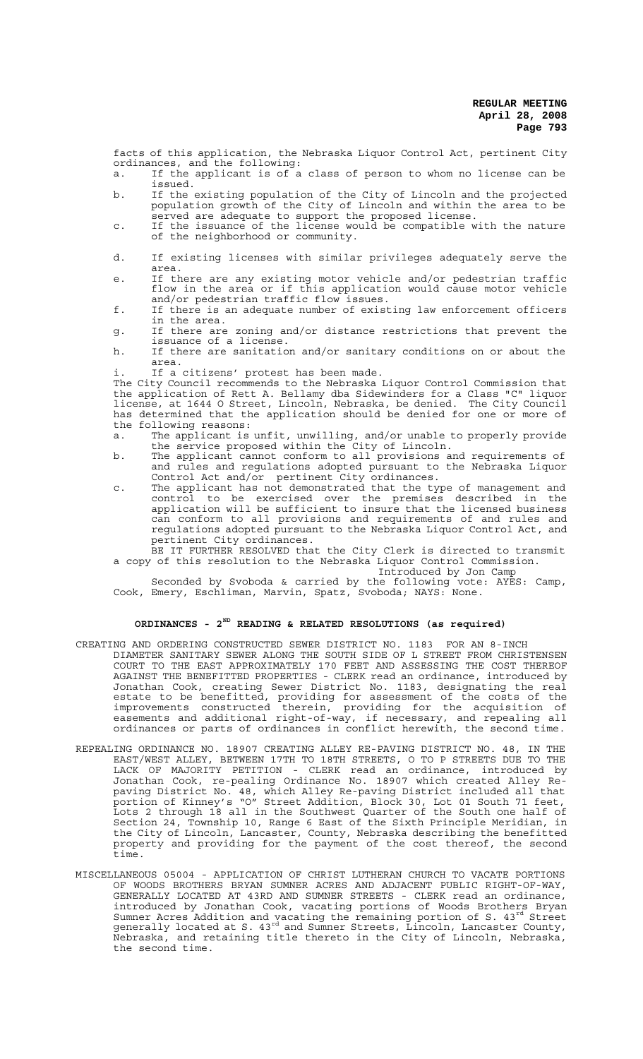facts of this application, the Nebraska Liquor Control Act, pertinent City ordinances, and the following:

a. If the applicant is of a class of person to whom no license can be issued.
b. If the existing population of the City of Lincoln and the projected population growth of the City of Lincoln and within the area to be served are adequate to support the proposed license.
c. If the issuance of the license would be compatible with the nature of the neighborhood or community.
d. If existing licenses with similar privileges adequately serve the area.
e. If there are any existing motor vehicle and/or pedestrian traffic flow in the area or if this application would cause motor vehicle and/or pedestrian traffic flow issues.
f. If there is an adequate number of existing law enforcement officers in the area.
g. If there are zoning and/or distance restrictions that prevent the issuance of a license.
h. If there are sanitation and/or sanitary conditions on or about the area.
i. If a citizens' protest has been made.

The City Council recommends to the Nebraska Liquor Control Commission that the application of Rett A. Bellamy dba Sidewinders for a Class "C" liquor license, at 1644 O Street, Lincoln, Nebraska, be denied. The City Council has determined that the application should be denied for one or more of the following reasons:

a. The applicant is unfit, unwilling, and/or unable to properly provide the service proposed within the City of Lincoln.
b. The applicant cannot conform to all provisions and requirements of and rules and regulations adopted pursuant to the Nebraska Liquor Control Act and/or pertinent City ordinances.
c. The applicant has not demonstrated that the type of management and control to be exercised over the premises described in the application will be sufficient to insure that the licensed business can conform to all provisions and requirements of and rules and regulations adopted pursuant to the Nebraska Liquor Control Act, and pertinent City ordinances.

BE IT FURTHER RESOLVED that the City Clerk is directed to transmit a copy of this resolution to the Nebraska Liquor Control Commission.

Introduced by Jon Camp

Seconded by Svoboda & carried by the following vote: AYES: Camp, Cook, Emery, Eschliman, Marvin, Spatz, Svoboda; NAYS: None.

## ORDINANCES - 2ND READING & RELATED RESOLUTIONS (as required)

CREATING AND ORDERING CONSTRUCTED SEWER DISTRICT NO. 1183 FOR AN 8-INCH DIAMETER SANITARY SEWER ALONG THE SOUTH SIDE OF L STREET FROM CHRISTENSEN COURT TO THE EAST APPROXIMATELY 170 FEET AND ASSESSING THE COST THEREOF AGAINST THE BENEFITTED PROPERTIES - CLERK read an ordinance, introduced by Jonathan Cook, creating Sewer District No. 1183, designating the real estate to be benefitted, providing for assessment of the costs of the improvements constructed therein, providing for the acquisition of easements and additional right-of-way, if necessary, and repealing all ordinances or parts of ordinances in conflict herewith, the second time.

REPEALING ORDINANCE NO. 18907 CREATING ALLEY RE-PAVING DISTRICT NO. 48, IN THE EAST/WEST ALLEY, BETWEEN 17TH TO 18TH STREETS, O TO P STREETS DUE TO THE LACK OF MAJORITY PETITION - CLERK read an ordinance, introduced by Jonathan Cook, re-pealing Ordinance No. 18907 which created Alley Re-paving District No. 48, which Alley Re-paving District included all that portion of Kinney's "O" Street Addition, Block 30, Lot 01 South 71 feet, Lots 2 through 18 all in the Southwest Quarter of the South one half of Section 24, Township 10, Range 6 East of the Sixth Principle Meridian, in the City of Lincoln, Lancaster, County, Nebraska describing the benefitted property and providing for the payment of the cost thereof, the second time.

MISCELLANEOUS 05004 - APPLICATION OF CHRIST LUTHERAN CHURCH TO VACATE PORTIONS OF WOODS BROTHERS BRYAN SUMNER ACRES AND ADJACENT PUBLIC RIGHT-OF-WAY, GENERALLY LOCATED AT 43RD AND SUMNER STREETS - CLERK read an ordinance, introduced by Jonathan Cook, vacating portions of Woods Brothers Bryan Sumner Acres Addition and vacating the remaining portion of S. 43rd Street generally located at S. 43rd and Sumner Streets, Lincoln, Lancaster County, Nebraska, and retaining title thereto in the City of Lincoln, Nebraska, the second time.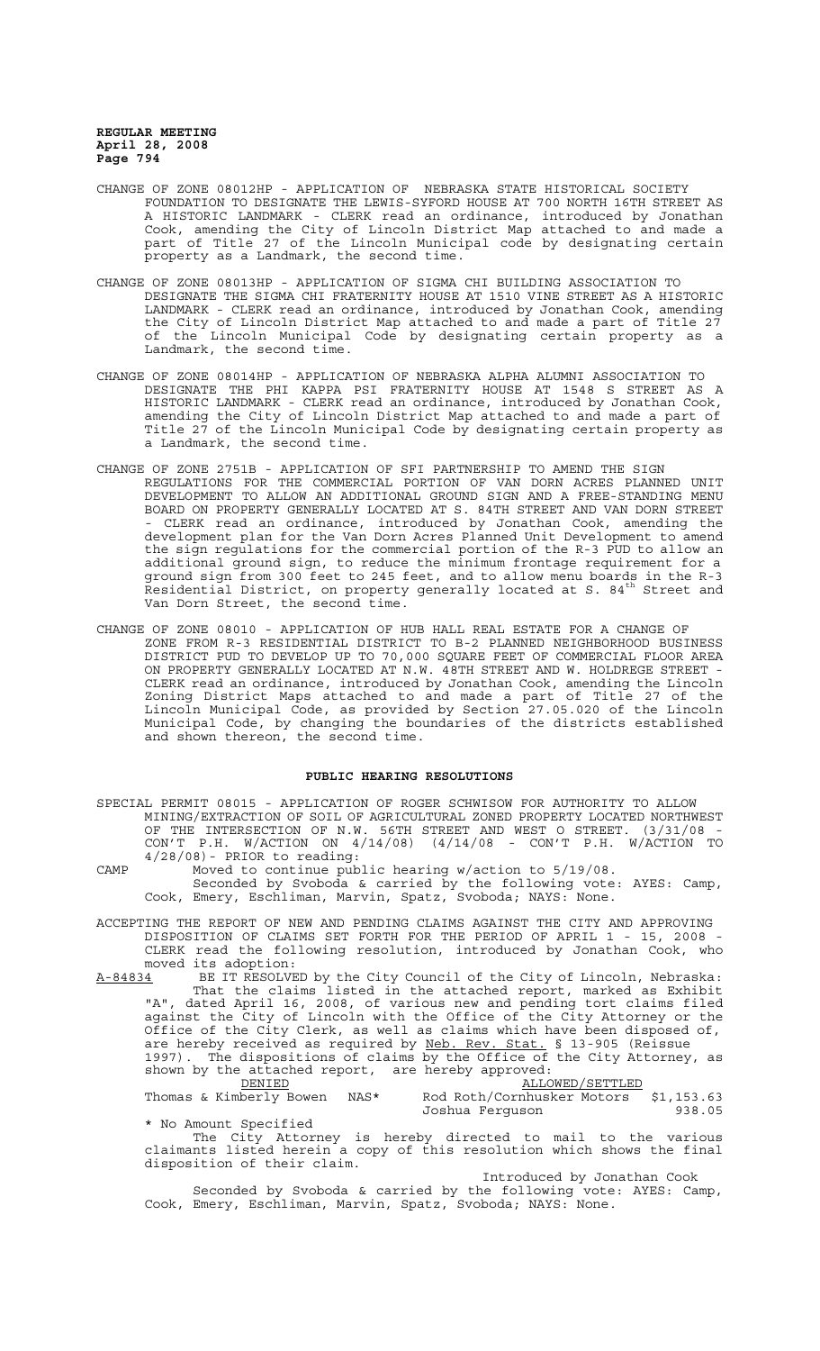CHANGE OF ZONE 08012HP - APPLICATION OF NEBRASKA STATE HISTORICAL SOCIETY FOUNDATION TO DESIGNATE THE LEWIS-SYFORD HOUSE AT 700 NORTH 16TH STREET AS A HISTORIC LANDMARK - CLERK read an ordinance, introduced by Jonathan Cook, amending the City of Lincoln District Map attached to and made a part of Title 27 of the Lincoln Municipal code by designating certain property as a Landmark, the second time.

CHANGE OF ZONE 08013HP - APPLICATION OF SIGMA CHI BUILDING ASSOCIATION TO DESIGNATE THE SIGMA CHI FRATERNITY HOUSE AT 1510 VINE STREET AS A HISTORIC LANDMARK - CLERK read an ordinance, introduced by Jonathan Cook, amending the City of Lincoln District Map attached to and made a part of Title 27 of the Lincoln Municipal Code by designating certain property as a Landmark, the second time.

CHANGE OF ZONE 08014HP - APPLICATION OF NEBRASKA ALPHA ALUMNI ASSOCIATION TO DESIGNATE THE PHI KAPPA PSI FRATERNITY HOUSE AT 1548 S STREET AS A HISTORIC LANDMARK - CLERK read an ordinance, introduced by Jonathan Cook, amending the City of Lincoln District Map attached to and made a part of Title 27 of the Lincoln Municipal Code by designating certain property as a Landmark, the second time.

CHANGE OF ZONE 2751B - APPLICATION OF SFI PARTNERSHIP TO AMEND THE SIGN REGULATIONS FOR THE COMMERCIAL PORTION OF VAN DORN ACRES PLANNED UNIT DEVELOPMENT TO ALLOW AN ADDITIONAL GROUND SIGN AND A FREE-STANDING MENU BOARD ON PROPERTY GENERALLY LOCATED AT S. 84TH STREET AND VAN DORN STREET - CLERK read an ordinance, introduced by Jonathan Cook, amending the development plan for the Van Dorn Acres Planned Unit Development to amend the sign regulations for the commercial portion of the R-3 PUD to allow an additional ground sign, to reduce the minimum frontage requirement for a ground sign from 300 feet to 245 feet, and to allow menu boards in the R-3 Residential District, on property generally located at S. 84th Street and Van Dorn Street, the second time.

CHANGE OF ZONE 08010 - APPLICATION OF HUB HALL REAL ESTATE FOR A CHANGE OF ZONE FROM R-3 RESIDENTIAL DISTRICT TO B-2 PLANNED NEIGHBORHOOD BUSINESS DISTRICT PUD TO DEVELOP UP TO 70,000 SQUARE FEET OF COMMERCIAL FLOOR AREA ON PROPERTY GENERALLY LOCATED AT N.W. 48TH STREET AND W. HOLDREGE STREET - CLERK read an ordinance, introduced by Jonathan Cook, amending the Lincoln Zoning District Maps attached to and made a part of Title 27 of the Lincoln Municipal Code, as provided by Section 27.05.020 of the Lincoln Municipal Code, by changing the boundaries of the districts established and shown thereon, the second time.

## PUBLIC HEARING RESOLUTIONS

SPECIAL PERMIT 08015 - APPLICATION OF ROGER SCHWISOW FOR AUTHORITY TO ALLOW MINING/EXTRACTION OF SOIL OF AGRICULTURAL ZONED PROPERTY LOCATED NORTHWEST OF THE INTERSECTION OF N.W. 56TH STREET AND WEST O STREET. (3/31/08 - CON'T P.H. W/ACTION ON 4/14/08) (4/14/08 - CON'T P.H. W/ACTION TO 4/28/08)- PRIOR to reading:

CAMP Moved to continue public hearing w/action to 5/19/08.

Seconded by Svoboda & carried by the following vote: AYES: Camp, Cook, Emery, Eschliman, Marvin, Spatz, Svoboda; NAYS: None.

ACCEPTING THE REPORT OF NEW AND PENDING CLAIMS AGAINST THE CITY AND APPROVING DISPOSITION OF CLAIMS SET FORTH FOR THE PERIOD OF APRIL 1 - 15, 2008 - CLERK read the following resolution, introduced by Jonathan Cook, who moved its adoption:

A-84834 BE IT RESOLVED by the City Council of the City of Lincoln, Nebraska: That the claims listed in the attached report, marked as Exhibit "A", dated April 16, 2008, of various new and pending tort claims filed against the City of Lincoln with the Office of the City Attorney or the Office of the City Clerk, as well as claims which have been disposed of, are hereby received as required by Neb. Rev. Stat. § 13-905 (Reissue 1997). The dispositions of claims by the Office of the City Attorney, as shown by the attached report, are hereby approved:

| DENIED | | ALLOWED/SETTLED | |
|---|---|---|---|
| Thomas & Kimberly Bowen | NAS* | Rod Roth/Cornhusker Motors | $1,153.63 |
| | | Joshua Ferguson | 938.05 |

\* No Amount Specified

The City Attorney is hereby directed to mail to the various claimants listed herein a copy of this resolution which shows the final disposition of their claim.

Introduced by Jonathan Cook

Seconded by Svoboda & carried by the following vote: AYES: Camp, Cook, Emery, Eschliman, Marvin, Spatz, Svoboda; NAYS: None.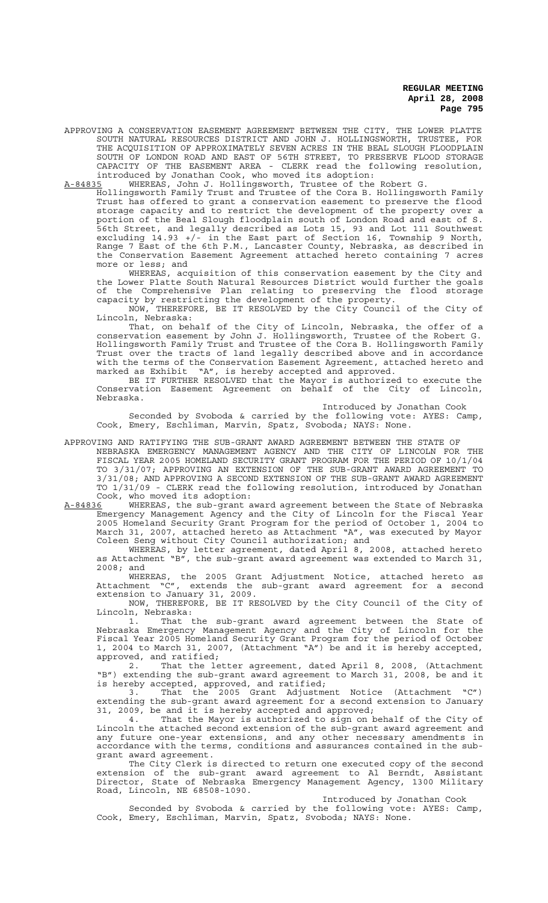APPROVING A CONSERVATION EASEMENT AGREEMENT BETWEEN THE CITY, THE LOWER PLATTE SOUTH NATURAL RESOURCES DISTRICT AND JOHN J. HOLLINGSWORTH, TRUSTEE, FOR THE ACQUISITION OF APPROXIMATELY SEVEN ACRES IN THE BEAL SLOUGH FLOODPLAIN SOUTH OF LONDON ROAD AND EAST OF 56TH STREET, TO PRESERVE FLOOD STORAGE CAPACITY OF THE EASEMENT AREA - CLERK read the following resolution, introduced by Jonathan Cook, who moved its adoption:

A-84835 WHEREAS, John J. Hollingsworth, Trustee of the Robert G. Hollingsworth Family Trust and Trustee of the Cora B. Hollingsworth Family Trust has offered to grant a conservation easement to preserve the flood storage capacity and to restrict the development of the property over a portion of the Beal Slough floodplain south of London Road and east of S. 56th Street, and legally described as Lots 15, 93 and Lot 111 Southwest excluding 14.93 +/- in the East part of Section 16, Township 9 North, Range 7 East of the 6th P.M., Lancaster County, Nebraska, as described in the Conservation Easement Agreement attached hereto containing 7 acres more or less; and

WHEREAS, acquisition of this conservation easement by the City and the Lower Platte South Natural Resources District would further the goals of the Comprehensive Plan relating to preserving the flood storage capacity by restricting the development of the property.

NOW, THEREFORE, BE IT RESOLVED by the City Council of the City of Lincoln, Nebraska:

That, on behalf of the City of Lincoln, Nebraska, the offer of a conservation easement by John J. Hollingsworth, Trustee of the Robert G. Hollingsworth Family Trust and Trustee of the Cora B. Hollingsworth Family Trust over the tracts of land legally described above and in accordance with the terms of the Conservation Easement Agreement, attached hereto and marked as Exhibit "A", is hereby accepted and approved.

BE IT FURTHER RESOLVED that the Mayor is authorized to execute the Conservation Easement Agreement on behalf of the City of Lincoln, Nebraska.

Introduced by Jonathan Cook

Seconded by Svoboda & carried by the following vote: AYES: Camp, Cook, Emery, Eschliman, Marvin, Spatz, Svoboda; NAYS: None.

APPROVING AND RATIFYING THE SUB-GRANT AWARD AGREEMENT BETWEEN THE STATE OF NEBRASKA EMERGENCY MANAGEMENT AGENCY AND THE CITY OF LINCOLN FOR THE FISCAL YEAR 2005 HOMELAND SECURITY GRANT PROGRAM FOR THE PERIOD OF 10/1/04 TO 3/31/07; APPROVING AN EXTENSION OF THE SUB-GRANT AWARD AGREEMENT TO 3/31/08; AND APPROVING A SECOND EXTENSION OF THE SUB-GRANT AWARD AGREEMENT TO 1/31/09 - CLERK read the following resolution, introduced by Jonathan Cook, who moved its adoption:

A-84836 WHEREAS, the sub-grant award agreement between the State of Nebraska Emergency Management Agency and the City of Lincoln for the Fiscal Year 2005 Homeland Security Grant Program for the period of October 1, 2004 to March 31, 2007, attached hereto as Attachment "A", was executed by Mayor Coleen Seng without City Council authorization; and

WHEREAS, by letter agreement, dated April 8, 2008, attached hereto as Attachment "B", the sub-grant award agreement was extended to March 31, 2008; and

WHEREAS, the 2005 Grant Adjustment Notice, attached hereto as Attachment "C", extends the sub-grant award agreement for a second extension to January 31, 2009.

NOW, THEREFORE, BE IT RESOLVED by the City Council of the City of Lincoln, Nebraska:

1. That the sub-grant award agreement between the State of Nebraska Emergency Management Agency and the City of Lincoln for the Fiscal Year 2005 Homeland Security Grant Program for the period of October 1, 2004 to March 31, 2007, (Attachment "A") be and it is hereby accepted, approved, and ratified;

2. That the letter agreement, dated April 8, 2008, (Attachment "B") extending the sub-grant award agreement to March 31, 2008, be and it is hereby accepted, approved, and ratified;

3. That the 2005 Grant Adjustment Notice (Attachment "C") extending the sub-grant award agreement for a second extension to January 31, 2009, be and it is hereby accepted and approved;

4. That the Mayor is authorized to sign on behalf of the City of Lincoln the attached second extension of the sub-grant award agreement and any future one-year extensions, and any other necessary amendments in accordance with the terms, conditions and assurances contained in the sub-grant award agreement.

The City Clerk is directed to return one executed copy of the second extension of the sub-grant award agreement to Al Berndt, Assistant Director, State of Nebraska Emergency Management Agency, 1300 Military Road, Lincoln, NE 68508-1090.

Introduced by Jonathan Cook

Seconded by Svoboda & carried by the following vote: AYES: Camp, Cook, Emery, Eschliman, Marvin, Spatz, Svoboda; NAYS: None.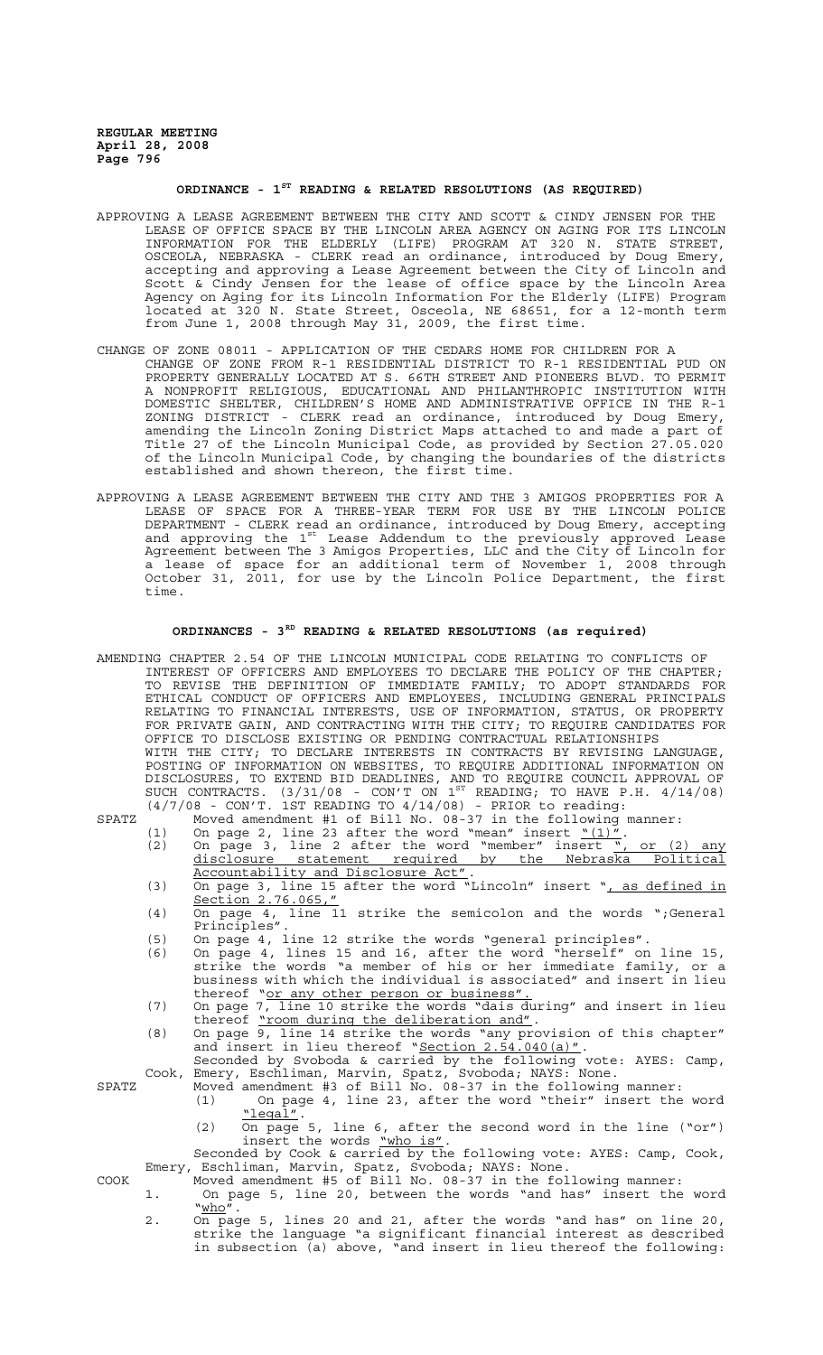## ORDINANCE - 1ST READING & RELATED RESOLUTIONS (AS REQUIRED)

APPROVING A LEASE AGREEMENT BETWEEN THE CITY AND SCOTT & CINDY JENSEN FOR THE LEASE OF OFFICE SPACE BY THE LINCOLN AREA AGENCY ON AGING FOR ITS LINCOLN INFORMATION FOR THE ELDERLY (LIFE) PROGRAM AT 320 N. STATE STREET, OSCEOLA, NEBRASKA - CLERK read an ordinance, introduced by Doug Emery, accepting and approving a Lease Agreement between the City of Lincoln and Scott & Cindy Jensen for the lease of office space by the Lincoln Area Agency on Aging for its Lincoln Information For the Elderly (LIFE) Program located at 320 N. State Street, Osceola, NE 68651, for a 12-month term from June 1, 2008 through May 31, 2009, the first time.

CHANGE OF ZONE 08011 - APPLICATION OF THE CEDARS HOME FOR CHILDREN FOR A CHANGE OF ZONE FROM R-1 RESIDENTIAL DISTRICT TO R-1 RESIDENTIAL PUD ON PROPERTY GENERALLY LOCATED AT S. 66TH STREET AND PIONEERS BLVD. TO PERMIT A NONPROFIT RELIGIOUS, EDUCATIONAL AND PHILANTHROPIC INSTITUTION WITH DOMESTIC SHELTER, CHILDREN'S HOME AND ADMINISTRATIVE OFFICE IN THE R-1 ZONING DISTRICT - CLERK read an ordinance, introduced by Doug Emery, amending the Lincoln Zoning District Maps attached to and made a part of Title 27 of the Lincoln Municipal Code, as provided by Section 27.05.020 of the Lincoln Municipal Code, by changing the boundaries of the districts established and shown thereon, the first time.

APPROVING A LEASE AGREEMENT BETWEEN THE CITY AND THE 3 AMIGOS PROPERTIES FOR A LEASE OF SPACE FOR A THREE-YEAR TERM FOR USE BY THE LINCOLN POLICE DEPARTMENT - CLERK read an ordinance, introduced by Doug Emery, accepting and approving the 1st Lease Addendum to the previously approved Lease Agreement between The 3 Amigos Properties, LLC and the City of Lincoln for a lease of space for an additional term of November 1, 2008 through October 31, 2011, for use by the Lincoln Police Department, the first time.

## ORDINANCES - 3RD READING & RELATED RESOLUTIONS (as required)

AMENDING CHAPTER 2.54 OF THE LINCOLN MUNICIPAL CODE RELATING TO CONFLICTS OF INTEREST OF OFFICERS AND EMPLOYEES TO DECLARE THE POLICY OF THE CHAPTER; TO REVISE THE DEFINITION OF IMMEDIATE FAMILY; TO ADOPT STANDARDS FOR ETHICAL CONDUCT OF OFFICERS AND EMPLOYEES, INCLUDING GENERAL PRINCIPALS RELATING TO FINANCIAL INTERESTS, USE OF INFORMATION, STATUS, OR PROPERTY FOR PRIVATE GAIN, AND CONTRACTING WITH THE CITY; TO REQUIRE CANDIDATES FOR OFFICE TO DISCLOSE EXISTING OR PENDING CONTRACTUAL RELATIONSHIPS WITH THE CITY; TO DECLARE INTERESTS IN CONTRACTS BY REVISING LANGUAGE, POSTING OF INFORMATION ON WEBSITES, TO REQUIRE ADDITIONAL INFORMATION ON DISCLOSURES, TO EXTEND BID DEADLINES, AND TO REQUIRE COUNCIL APPROVAL OF SUCH CONTRACTS. (3/31/08 - CON'T ON 1ST READING; TO HAVE P.H. 4/14/08) (4/7/08 - CON'T. 1ST READING TO 4/14/08) - PRIOR to reading:

SPATZ Moved amendment #1 of Bill No. 08-37 in the following manner:

(1) On page 2, line 23 after the word "mean" insert "(1)".
(2) On page 3, line 2 after the word "member" insert ", or (2) any disclosure statement required by the Nebraska Political Accountability and Disclosure Act".
(3) On page 3, line 15 after the word "Lincoln" insert ", as defined in Section 2.76.065,"
(4) On page 4, line 11 strike the semicolon and the words ";General Principles".
(5) On page 4, line 12 strike the words "general principles".
(6) On page 4, lines 15 and 16, after the word "herself" on line 15, strike the words "a member of his or her immediate family, or a business with which the individual is associated" and insert in lieu thereof "or any other person or business".
(7) On page 7, line 10 strike the words "dais during" and insert in lieu thereof "room during the deliberation and".
(8) On page 9, line 14 strike the words "any provision of this chapter" and insert in lieu thereof "Section 2.54.040(a)".

Seconded by Svoboda & carried by the following vote: AYES: Camp, Cook, Emery, Eschliman, Marvin, Spatz, Svoboda; NAYS: None.

SPATZ Moved amendment #3 of Bill No. 08-37 in the following manner:

(1) On page 4, line 23, after the word "their" insert the word "legal".
(2) On page 5, line 6, after the second word in the line ("or") insert the words "who is".

Seconded by Cook & carried by the following vote: AYES: Camp, Cook, Emery, Eschliman, Marvin, Spatz, Svoboda; NAYS: None.

COOK Moved amendment #5 of Bill No. 08-37 in the following manner:

1. On page 5, line 20, between the words "and has" insert the word "who".
2. On page 5, lines 20 and 21, after the words "and has" on line 20, strike the language "a significant financial interest as described in subsection (a) above, "and insert in lieu thereof the following: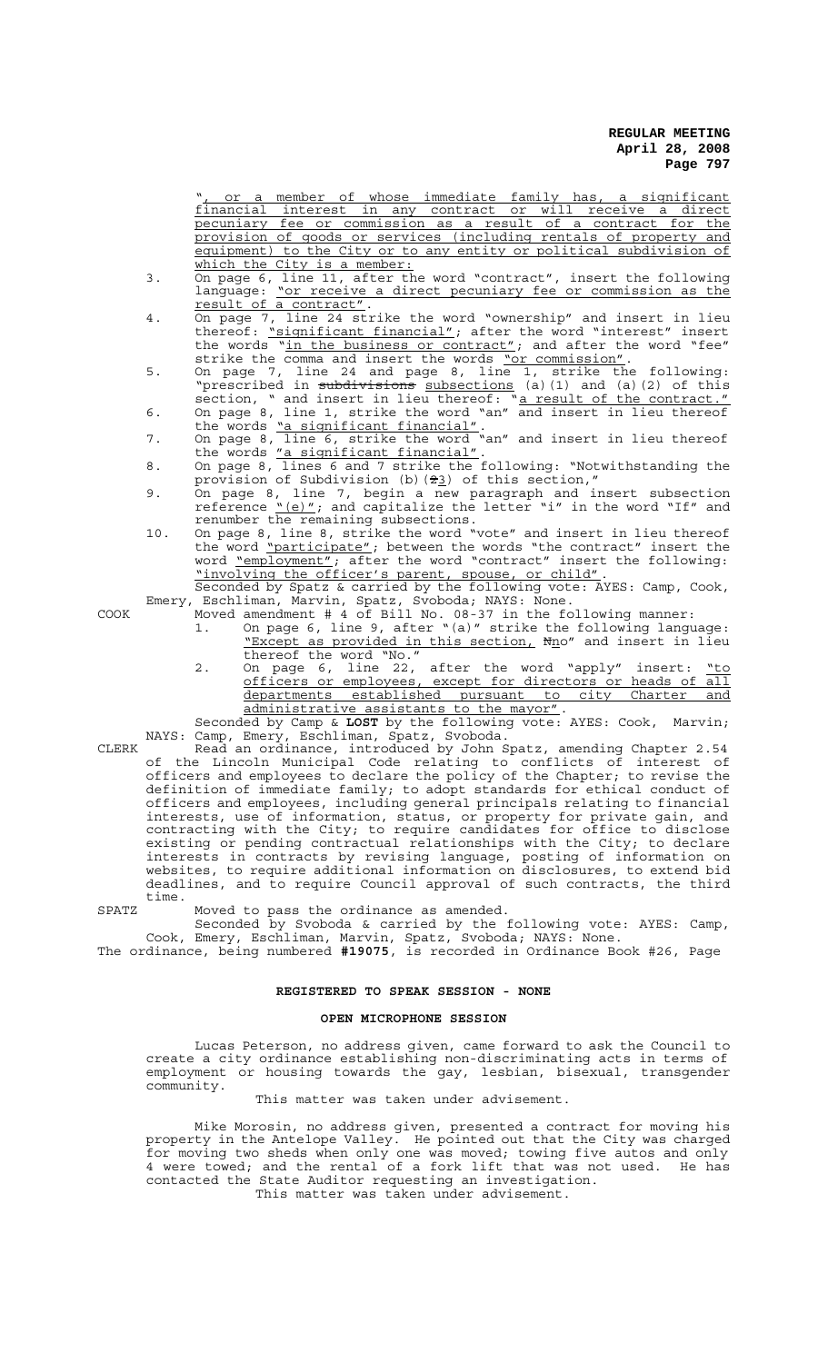", or a member of whose immediate family has, a significant financial interest in any contract or will receive a direct pecuniary fee or commission as a result of a contract for the provision of goods or services (including rentals of property and equipment) to the City or to any entity or political subdivision of which the City is a member:

3. On page 6, line 11, after the word "contract", insert the following language: "or receive a direct pecuniary fee or commission as the result of a contract".
4. On page 7, line 24 strike the word "ownership" and insert in lieu thereof: "significant financial"; after the word "interest" insert the words "in the business or contract"; and after the word "fee" strike the comma and insert the words "or commission".
5. On page 7, line 24 and page 8, line 1, strike the following: "prescribed in ~~subdivisions~~ subsections (a)(1) and (a)(2) of this section, " and insert in lieu thereof: "a result of the contract."
6. On page 8, line 1, strike the word "an" and insert in lieu thereof the words "a significant financial".
7. On page 8, line 6, strike the word "an" and insert in lieu thereof the words "a significant financial".
8. On page 8, lines 6 and 7 strike the following: "Notwithstanding the provision of Subdivision (b)(~~2~~3) of this section,"
9. On page 8, line 7, begin a new paragraph and insert subsection reference "(e)"; and capitalize the letter "i" in the word "If" and renumber the remaining subsections.
10. On page 8, line 8, strike the word "vote" and insert in lieu thereof the word "participate"; between the words "the contract" insert the word "employment"; after the word "contract" insert the following: "involving the officer's parent, spouse, or child".

Seconded by Spatz & carried by the following vote: AYES: Camp, Cook, Emery, Eschliman, Marvin, Spatz, Svoboda; NAYS: None.

COOK Moved amendment # 4 of Bill No. 08-37 in the following manner:

1. On page 6, line 9, after "(a)" strike the following language: "Except as provided in this section, ~~N~~no" and insert in lieu thereof the word "No."
2. On page 6, line 22, after the word "apply" insert: "to officers or employees, except for directors or heads of all departments established pursuant to city Charter and administrative assistants to the mayor".

Seconded by Camp & **LOST** by the following vote: AYES: Cook, Marvin; NAYS: Camp, Emery, Eschliman, Spatz, Svoboda.

CLERK Read an ordinance, introduced by John Spatz, amending Chapter 2.54 of the Lincoln Municipal Code relating to conflicts of interest of officers and employees to declare the policy of the Chapter; to revise the definition of immediate family; to adopt standards for ethical conduct of officers and employees, including general principals relating to financial interests, use of information, status, or property for private gain, and contracting with the City; to require candidates for office to disclose existing or pending contractual relationships with the City; to declare interests in contracts by revising language, posting of information on websites, to require additional information on disclosures, to extend bid deadlines, and to require Council approval of such contracts, the third time.

SPATZ Moved to pass the ordinance as amended.

Seconded by Svoboda & carried by the following vote: AYES: Camp, Cook, Emery, Eschliman, Marvin, Spatz, Svoboda; NAYS: None.

The ordinance, being numbered **#19075**, is recorded in Ordinance Book #26, Page

## REGISTERED TO SPEAK SESSION - NONE

## OPEN MICROPHONE SESSION

Lucas Peterson, no address given, came forward to ask the Council to create a city ordinance establishing non-discriminating acts in terms of employment or housing towards the gay, lesbian, bisexual, transgender community.

This matter was taken under advisement.

Mike Morosin, no address given, presented a contract for moving his property in the Antelope Valley. He pointed out that the City was charged for moving two sheds when only one was moved; towing five autos and only 4 were towed; and the rental of a fork lift that was not used. He has contacted the State Auditor requesting an investigation.

This matter was taken under advisement.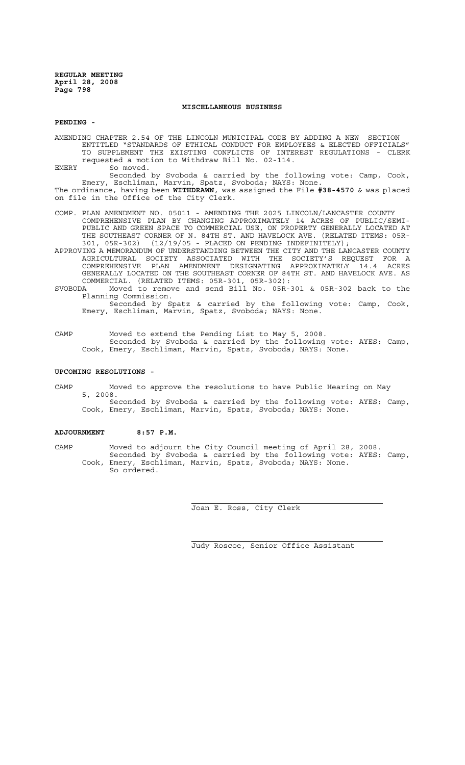## MISCELLANEOUS BUSINESS

**PENDING -**

AMENDING CHAPTER 2.54 OF THE LINCOLN MUNICIPAL CODE BY ADDING A NEW SECTION ENTITLED "STANDARDS OF ETHICAL CONDUCT FOR EMPLOYEES & ELECTED OFFICIALS" TO SUPPLEMENT THE EXISTING CONFLICTS OF INTEREST REGULATIONS - CLERK requested a motion to Withdraw Bill No. 02-114.

EMERY So moved.

Seconded by Svoboda & carried by the following vote: Camp, Cook, Emery, Eschliman, Marvin, Spatz, Svoboda; NAYS: None.

The ordinance, having been **WITHDRAWN**, was assigned the File **#38-4570** & was placed on file in the Office of the City Clerk.

COMP. PLAN AMENDMENT NO. 05011 - AMENDING THE 2025 LINCOLN/LANCASTER COUNTY COMPREHENSIVE PLAN BY CHANGING APPROXIMATELY 14 ACRES OF PUBLIC/SEMI-PUBLIC AND GREEN SPACE TO COMMERCIAL USE, ON PROPERTY GENERALLY LOCATED AT THE SOUTHEAST CORNER OF N. 84TH ST. AND HAVELOCK AVE. (RELATED ITEMS: 05R-301, 05R-302) (12/19/05 - PLACED ON PENDING INDEFINITELY);

APPROVING A MEMORANDUM OF UNDERSTANDING BETWEEN THE CITY AND THE LANCASTER COUNTY AGRICULTURAL SOCIETY ASSOCIATED WITH THE SOCIETY'S REQUEST FOR A COMPREHENSIVE PLAN AMENDMENT DESIGNATING APPROXIMATELY 14.4 ACRES GENERALLY LOCATED ON THE SOUTHEAST CORNER OF 84TH ST. AND HAVELOCK AVE. AS COMMERCIAL. (RELATED ITEMS: 05R-301, 05R-302):

SVOBODA Moved to remove and send Bill No. 05R-301 & 05R-302 back to the Planning Commission.

Seconded by Spatz & carried by the following vote: Camp, Cook, Emery, Eschliman, Marvin, Spatz, Svoboda; NAYS: None.

CAMP Moved to extend the Pending List to May 5, 2008.

Seconded by Svoboda & carried by the following vote: AYES: Camp, Cook, Emery, Eschliman, Marvin, Spatz, Svoboda; NAYS: None.

**UPCOMING RESOLUTIONS -**

CAMP Moved to approve the resolutions to have Public Hearing on May 5, 2008.

Seconded by Svoboda & carried by the following vote: AYES: Camp, Cook, Emery, Eschliman, Marvin, Spatz, Svoboda; NAYS: None.

**ADJOURNMENT 8:57 P.M.**

CAMP Moved to adjourn the City Council meeting of April 28, 2008.

Seconded by Svoboda & carried by the following vote: AYES: Camp, Cook, Emery, Eschliman, Marvin, Spatz, Svoboda; NAYS: None.

So ordered.

Joan E. Ross, City Clerk

Judy Roscoe, Senior Office Assistant